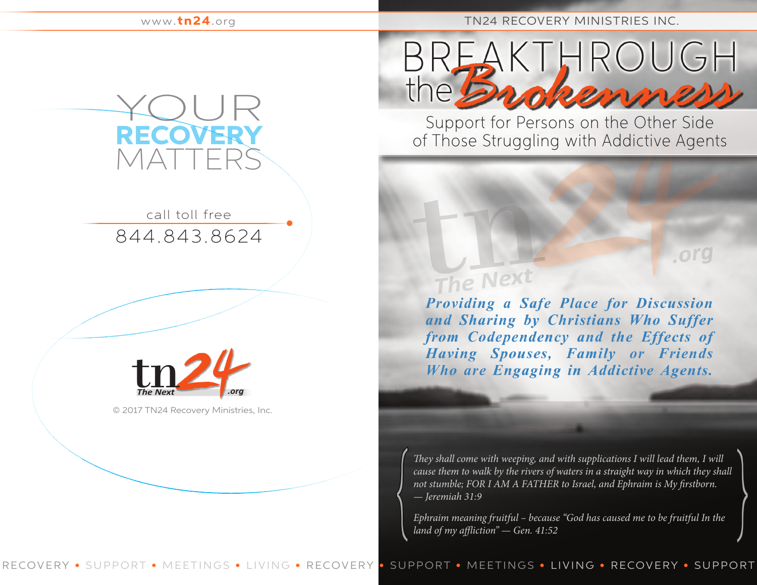www.tn24.org

# YOUR RECOVERY MATTERS

call toll free

844.843.8624

tn24 The Next .org

© 2017 TN24 Recovery Ministries, Inc.

TN24 RECOVERY MINISTRIES INC.

# BREAKTHROUGH the Brokenness

## Support for Persons on the Other Side of Those Struggling with Addictive Agents

***Providing a Safe Place for Discussion and Sharing by Christians Who Suffer from Codependency and the Effects of Having Spouses, Family or Friends Who are Engaging in Addictive Agents.***

*They shall come with weeping, and with supplications I will lead them, I will cause them to walk by the rivers of waters in a straight way in which they shall not stumble; FOR I AM A FATHER to Israel, and Ephraim is My firstborn.*
*— Jeremiah 31:9*

*Ephraim meaning fruitful – because "God has caused me to be fruitful In the land of my affliction" — Gen. 41:52*

RECOVERY • SUPPORT • MEETINGS • LIVING • RECOVERY • SUPPORT • MEETINGS • LIVING • RECOVERY • SUPPORT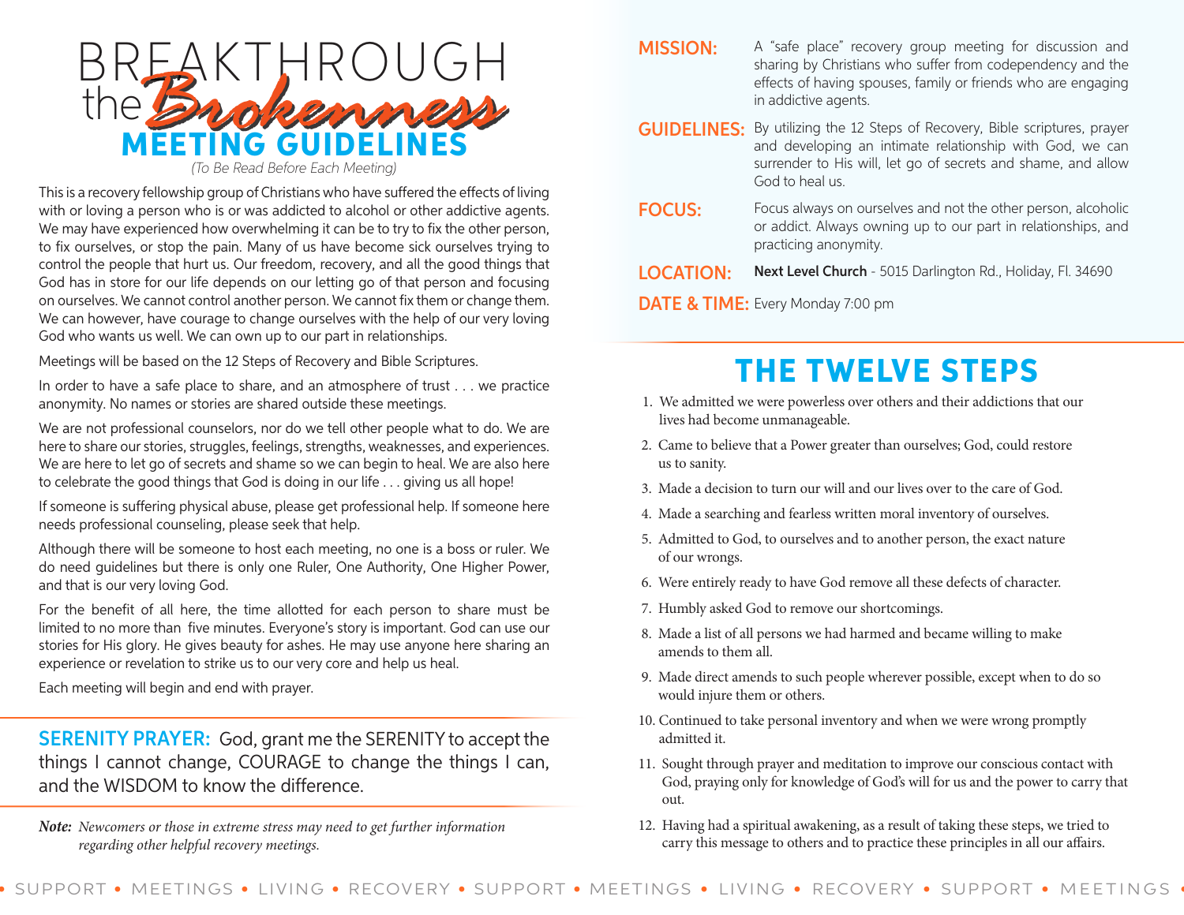# BREAKTHROUGH the Brokenness

## MEETING GUIDELINES

*(To Be Read Before Each Meeting)*

This is a recovery fellowship group of Christians who have suffered the effects of living with or loving a person who is or was addicted to alcohol or other addictive agents. We may have experienced how overwhelming it can be to try to fix the other person, to fix ourselves, or stop the pain. Many of us have become sick ourselves trying to control the people that hurt us. Our freedom, recovery, and all the good things that God has in store for our life depends on our letting go of that person and focusing on ourselves. We cannot control another person. We cannot fix them or change them. We can however, have courage to change ourselves with the help of our very loving God who wants us well. We can own up to our part in relationships.

Meetings will be based on the 12 Steps of Recovery and Bible Scriptures.

In order to have a safe place to share, and an atmosphere of trust . . . we practice anonymity. No names or stories are shared outside these meetings.

We are not professional counselors, nor do we tell other people what to do. We are here to share our stories, struggles, feelings, strengths, weaknesses, and experiences. We are here to let go of secrets and shame so we can begin to heal. We are also here to celebrate the good things that God is doing in our life . . . giving us all hope!

If someone is suffering physical abuse, please get professional help. If someone here needs professional counseling, please seek that help.

Although there will be someone to host each meeting, no one is a boss or ruler. We do need guidelines but there is only one Ruler, One Authority, One Higher Power, and that is our very loving God.

For the benefit of all here, the time allotted for each person to share must be limited to no more than five minutes. Everyone's story is important. God can use our stories for His glory. He gives beauty for ashes. He may use anyone here sharing an experience or revelation to strike us to our very core and help us heal.

Each meeting will begin and end with prayer.

**SERENITY PRAYER:** God, grant me the SERENITY to accept the things I cannot change, COURAGE to change the things I can, and the WISDOM to know the difference.

***Note:*** *Newcomers or those in extreme stress may need to get further information regarding other helpful recovery meetings.*

**MISSION:** A "safe place" recovery group meeting for discussion and sharing by Christians who suffer from codependency and the effects of having spouses, family or friends who are engaging in addictive agents.

**GUIDELINES:** By utilizing the 12 Steps of Recovery, Bible scriptures, prayer and developing an intimate relationship with God, we can surrender to His will, let go of secrets and shame, and allow God to heal us.

**FOCUS:** Focus always on ourselves and not the other person, alcoholic or addict. Always owning up to our part in relationships, and practicing anonymity.

**LOCATION:** **Next Level Church** - 5015 Darlington Rd., Holiday, Fl. 34690

**DATE & TIME:** Every Monday 7:00 pm

## THE TWELVE STEPS

1. We admitted we were powerless over others and their addictions that our lives had become unmanageable.
2. Came to believe that a Power greater than ourselves; God, could restore us to sanity.
3. Made a decision to turn our will and our lives over to the care of God.
4. Made a searching and fearless written moral inventory of ourselves.
5. Admitted to God, to ourselves and to another person, the exact nature of our wrongs.
6. Were entirely ready to have God remove all these defects of character.
7. Humbly asked God to remove our shortcomings.
8. Made a list of all persons we had harmed and became willing to make amends to them all.
9. Made direct amends to such people wherever possible, except when to do so would injure them or others.
10. Continued to take personal inventory and when we were wrong promptly admitted it.
11. Sought through prayer and meditation to improve our conscious contact with God, praying only for knowledge of God's will for us and the power to carry that out.
12. Having had a spiritual awakening, as a result of taking these steps, we tried to carry this message to others and to practice these principles in all our affairs.

• SUPPORT • MEETINGS • LIVING • RECOVERY • SUPPORT • MEETINGS • LIVING • RECOVERY • SUPPORT • MEETINGS •